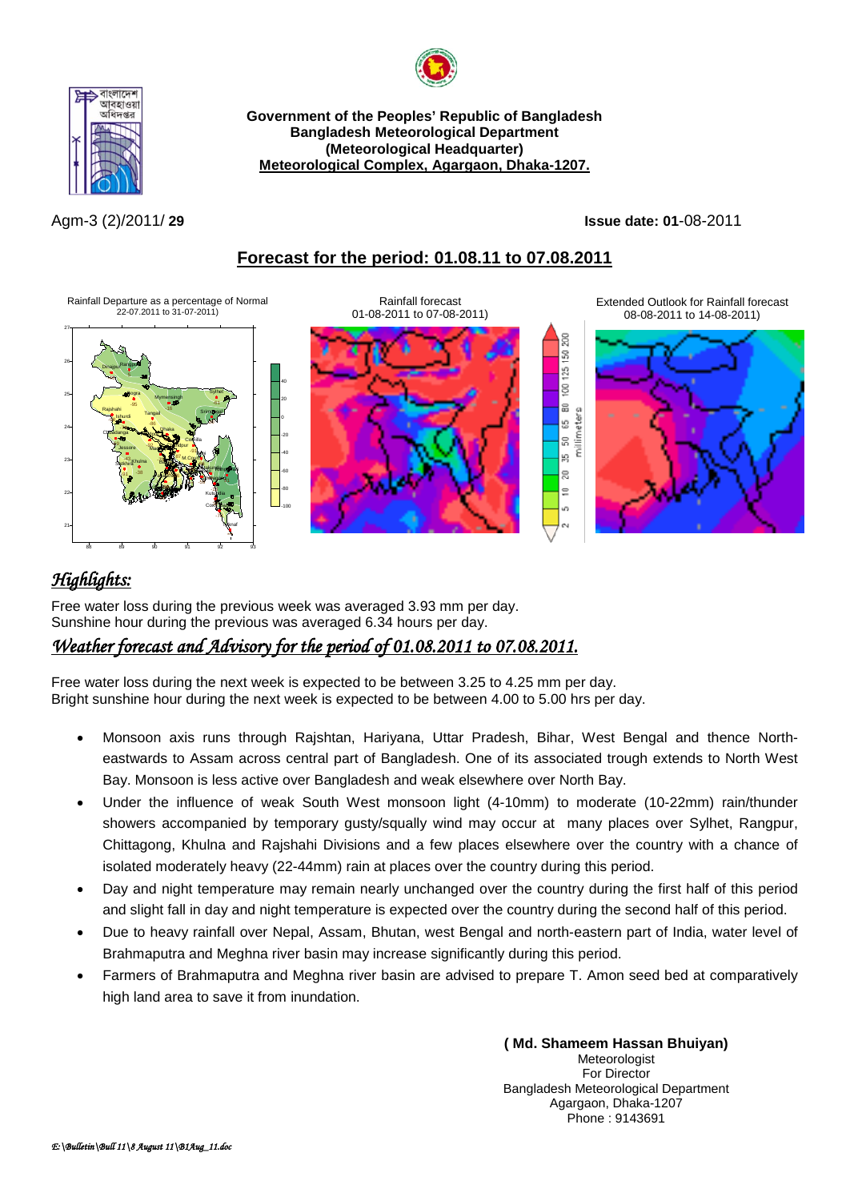**Government of the Peoples' Republic of Bangladesh**
**Bangladesh Meteorological Department**
**(Meteorological Headquarter)**
**Meteorological Complex, Agargaon, Dhaka-1207.**

Agm-3 (2)/2011/ **29** **Issue date: 01**-08-2011

## Forecast for the period: 01.08.11 to 07.08.2011

Rainfall Departure as a percentage of Normal 22-07.2011 to 31-07-2011)

Rainfall forecast 01-08-2011 to 07-08-2011)

Extended Outlook for Rainfall forecast 08-08-2011 to 14-08-2011)

## *Highlights:*

Free water loss during the previous week was averaged 3.93 mm per day.
Sunshine hour during the previous was averaged 6.34 hours per day.

## *Weather forecast and Advisory for the period of 01.08.2011 to 07.08.2011.*

Free water loss during the next week is expected to be between 3.25 to 4.25 mm per day.
Bright sunshine hour during the next week is expected to be between 4.00 to 5.00 hrs per day.

- Monsoon axis runs through Rajshtan, Hariyana, Uttar Pradesh, Bihar, West Bengal and thence North-eastwards to Assam across central part of Bangladesh. One of its associated trough extends to North West Bay. Monsoon is less active over Bangladesh and weak elsewhere over North Bay.
- Under the influence of weak South West monsoon light (4-10mm) to moderate (10-22mm) rain/thunder showers accompanied by temporary gusty/squally wind may occur at many places over Sylhet, Rangpur, Chittagong, Khulna and Rajshahi Divisions and a few places elsewhere over the country with a chance of isolated moderately heavy (22-44mm) rain at places over the country during this period.
- Day and night temperature may remain nearly unchanged over the country during the first half of this period and slight fall in day and night temperature is expected over the country during the second half of this period.
- Due to heavy rainfall over Nepal, Assam, Bhutan, west Bengal and north-eastern part of India, water level of Brahmaputra and Meghna river basin may increase significantly during this period.
- Farmers of Brahmaputra and Meghna river basin are advised to prepare T. Amon seed bed at comparatively high land area to save it from inundation.

**( Md. Shameem Hassan Bhuiyan)**
Meteorologist
For Director
Bangladesh Meteorological Department
Agargaon, Dhaka-1207
Phone : 9143691

*E:\Bulletin\Bull 11\8 August 11\B1Aug_11.doc*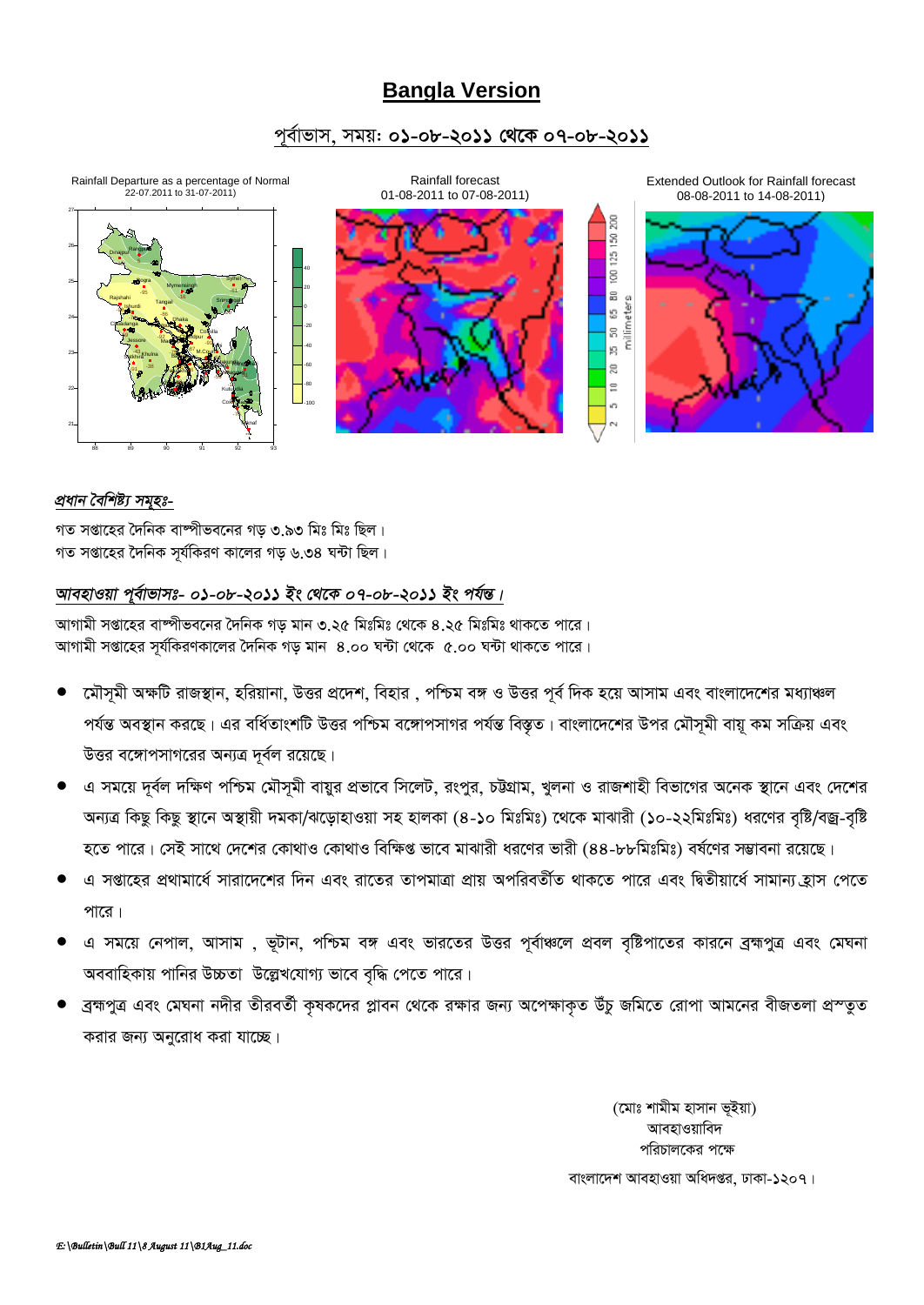# Bangla Version

## পূর্বাভাস, সময়: ০১-০৮-২০১১ থেকে ০৭-০৮-২০১১

Rainfall Departure as a percentage of Normal 22-07.2011 to 31-07-2011)

Rainfall forecast 01-08-2011 to 07-08-2011)

Extended Outlook for Rainfall forecast 08-08-2011 to 14-08-2011)

*প্রধান বৈশিষ্ট্য সমূহঃ-*

গত সপ্তাহের দৈনিক বাষ্পীভবনের গড় ৩.৯৩ মিঃ মিঃ ছিল।
গত সপ্তাহের দৈনিক সূর্যকিরণ কালের গড় ৬.৩৪ ঘন্টা ছিল।

*আবহাওয়া পূর্বাভাসঃ- ০১-০৮-২০১১ ইং থেকে ০৭-০৮-২০১১ ইং পর্যন্ত।*

আগামী সপ্তাহের বাষ্পীভবনের দৈনিক গড় মান ৩.২৫ মিঃমিঃ থেকে ৪.২৫ মিঃমিঃ থাকতে পারে।
আগামী সপ্তাহের সূর্যকিরণকালের দৈনিক গড় মান ৪.০০ ঘন্টা থেকে ৫.০০ ঘন্টা থাকতে পারে।

- মৌসুমী অক্ষটি রাজস্থান, হরিয়ানা, উত্তর প্রদেশ, বিহার , পশ্চিম বঙ্গ ও উত্তর পূর্ব দিক হয়ে আসাম এবং বাংলাদেশের মধ্যাঞ্চল পর্যন্ত অবস্থান করছে। এর বর্ধিতাংশটি উত্তর পশ্চিম বঙ্গোপসাগর পর্যন্ত বিস্তৃত। বাংলাদেশের উপর মৌসুমী বায়ু কম সক্রিয় এবং উত্তর বঙ্গোপসাগরের অন্যত্র দূর্বল রয়েছে।
- এ সময়ে দূর্বল দক্ষিণ পশ্চিম মৌসুমী বায়ুর প্রভাবে সিলেট, রংপুর, চট্টগ্রাম, খুলনা ও রাজশাহী বিভাগের অনেক স্থানে এবং দেশের অন্যত্র কিছু কিছু স্থানে অস্থায়ী দমকা/ঝড়োহাওয়া সহ হালকা (৪-১০ মিঃমিঃ) থেকে মাঝারী (১০-২২মিঃমিঃ) ধরণের বৃষ্টি/বজ্র-বৃষ্টি হতে পারে। সেই সাথে দেশের কোথাও কোথাও বিক্ষিপ্ত ভাবে মাঝারী ধরণের ভারী (৪৪-৮৮মিঃমিঃ) বর্ষণের সম্ভাবনা রয়েছে।
- এ সপ্তাহের প্রথামার্ধে সারাদেশের দিন এবং রাতের তাপমাত্রা প্রায় অপরিবর্তীত থাকতে পারে এবং দ্বিতীয়ার্ধে সামান্য হ্রাস পেতে পারে।
- এ সময়ে নেপাল, আসাম , ভূটান, পশ্চিম বঙ্গ এবং ভারতের উত্তর পূর্বাঞ্চলে প্রবল বৃষ্টিপাতের কারনে ব্রহ্মপুত্র এবং মেঘনা অববাহিকায় পানির উচ্চতা উল্লেখযোগ্য ভাবে বৃদ্ধি পেতে পারে।
- ব্রহ্মপুত্র এবং মেঘনা নদীর তীরবর্তী কৃষকদের প্লাবন থেকে রক্ষার জন্য অপেক্ষাকৃত উঁচু জমিতে রোপা আমনের বীজতলা প্রস্তুত করার জন্য অনুরোধ করা যাচ্ছে।

(মোঃ শামীম হাসান ভূইয়া)
আবহাওয়াবিদ
পরিচালকের পক্ষে

বাংলাদেশ আবহাওয়া অধিদপ্তর, ঢাকা-১২০৭।

*E:\Bulletin\Bull 11\8 August 11\B1Aug_11.doc*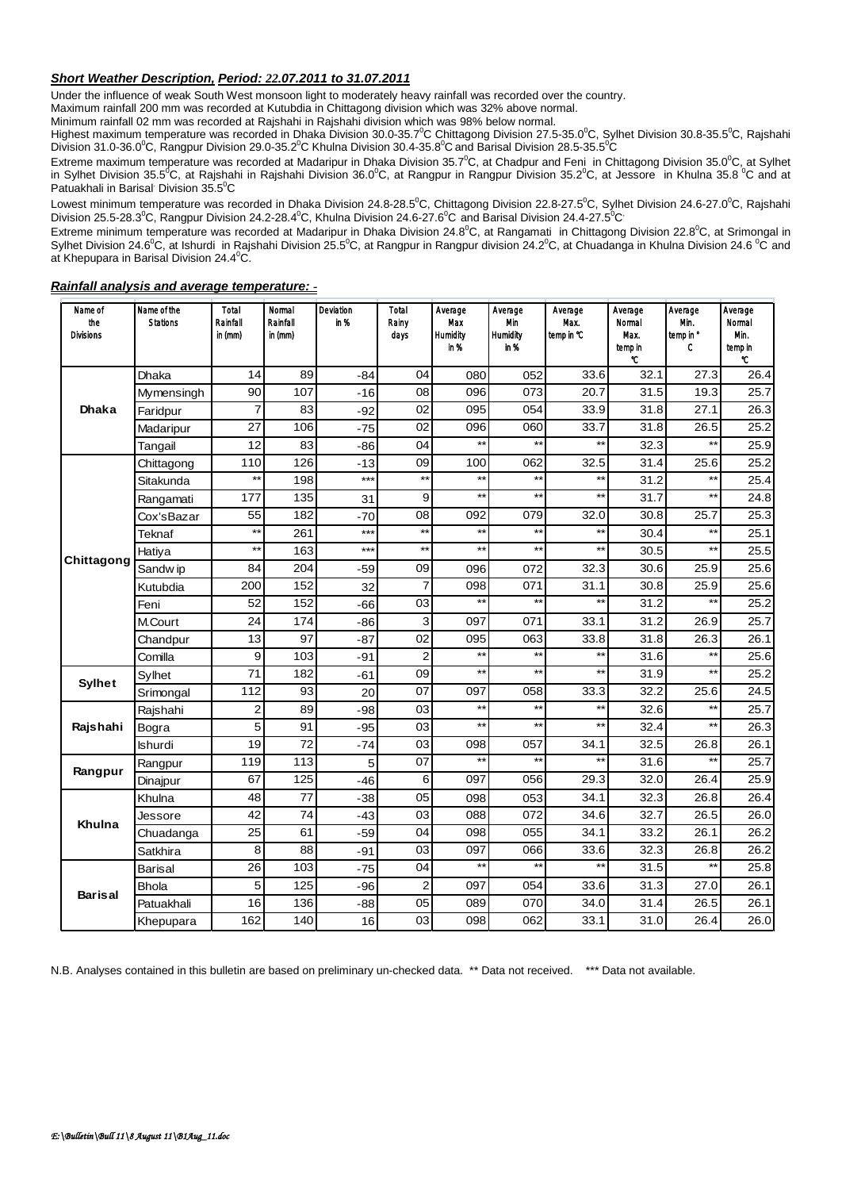***Short Weather Description, Period: 22.07.2011 to 31.07.2011***

Under the influence of weak South West monsoon light to moderately heavy rainfall was recorded over the country.

Maximum rainfall 200 mm was recorded at Kutubdia in Chittagong division which was 32% above normal.

Minimum rainfall 02 mm was recorded at Rajshahi in Rajshahi division which was 98% below normal.

Highest maximum temperature was recorded in Dhaka Division 30.0-35.7°C Chittagong Division 27.5-35.0°C, Sylhet Division 30.8-35.5°C, Rajshahi Division 31.0-36.0°C, Rangpur Division 29.0-35.2°C Khulna Division 30.4-35.8°C and Barisal Division 28.5-35.5°C

Extreme maximum temperature was recorded at Madaripur in Dhaka Division 35.7°C, at Chadpur and Feni in Chittagong Division 35.0°C, at Sylhet in Sylhet Division 35.5°C, at Rajshahi in Rajshahi Division 36.0°C, at Rangpur in Rangpur Division 35.2°C, at Jessore in Khulna 35.8 °C and at Patuakhali in Barisal Division 35.5°C

Lowest minimum temperature was recorded in Dhaka Division 24.8-28.5°C, Chittagong Division 22.8-27.5°C, Sylhet Division 24.6-27.0°C, Rajshahi Division 25.5-28.3°C, Rangpur Division 24.2-28.4°C, Khulna Division 24.6-27.6°C and Barisal Division 24.4-27.5°C

Extreme minimum temperature was recorded at Madaripur in Dhaka Division 24.8°C, at Rangamati in Chittagong Division 22.8°C, at Srimongal in Sylhet Division 24.6°C, at Ishurdi in Rajshahi Division 25.5°C, at Rangpur in Rangpur division 24.2°C, at Chuadanga in Khulna Division 24.6 °C and at Khepupara in Barisal Division 24.4°C.

***Rainfall analysis and average temperature: -***

| Name of the Divisions | Name of the Stations | Total Rainfall in (mm) | Normal Rainfall in (mm) | Deviation in % | Total Rainy days | Average Max Humidity in % | Average Min Humidity in % | Average Max. temp in °C | Average Normal Max. temp in °C | Average Min. temp in °C | Average Normal Min. temp in °C |
|---|---|---|---|---|---|---|---|---|---|---|---|
| Dhaka | Dhaka | 14 | 89 | -84 | 04 | 080 | 052 | 33.6 | 32.1 | 27.3 | 26.4 |
| | Mymensingh | 90 | 107 | -16 | 08 | 096 | 073 | 20.7 | 31.5 | 19.3 | 25.7 |
| | Faridpur | 7 | 83 | -92 | 02 | 095 | 054 | 33.9 | 31.8 | 27.1 | 26.3 |
| | Madaripur | 27 | 106 | -75 | 02 | 096 | 060 | 33.7 | 31.8 | 26.5 | 25.2 |
| | Tangail | 12 | 83 | -86 | 04 | ** | ** | ** | 32.3 | ** | 25.9 |
| Chittagong | Chittagong | 110 | 126 | -13 | 09 | 100 | 062 | 32.5 | 31.4 | 25.6 | 25.2 |
| | Sitakunda | ** | 198 | *** | ** | ** | ** | ** | 31.2 | ** | 25.4 |
| | Rangamati | 177 | 135 | 31 | 9 | ** | ** | ** | 31.7 | ** | 24.8 |
| | Cox'sBazar | 55 | 182 | -70 | 08 | 092 | 079 | 32.0 | 30.8 | 25.7 | 25.3 |
| | Teknaf | ** | 261 | *** | ** | ** | ** | ** | 30.4 | ** | 25.1 |
| | Hatiya | ** | 163 | *** | ** | ** | ** | ** | 30.5 | ** | 25.5 |
| | Sandwip | 84 | 204 | -59 | 09 | 096 | 072 | 32.3 | 30.6 | 25.9 | 25.6 |
| | Kutubdia | 200 | 152 | 32 | 7 | 098 | 071 | 31.1 | 30.8 | 25.9 | 25.6 |
| | Feni | 52 | 152 | -66 | 03 | ** | ** | ** | 31.2 | ** | 25.2 |
| | M.Court | 24 | 174 | -86 | 3 | 097 | 071 | 33.1 | 31.2 | 26.9 | 25.7 |
| | Chandpur | 13 | 97 | -87 | 02 | 095 | 063 | 33.8 | 31.8 | 26.3 | 26.1 |
| | Comilla | 9 | 103 | -91 | 2 | ** | ** | ** | 31.6 | ** | 25.6 |
| Sylhet | Sylhet | 71 | 182 | -61 | 09 | ** | ** | ** | 31.9 | ** | 25.2 |
| | Srimongal | 112 | 93 | 20 | 07 | 097 | 058 | 33.3 | 32.2 | 25.6 | 24.5 |
| Rajshahi | Rajshahi | 2 | 89 | -98 | 03 | ** | ** | ** | 32.6 | ** | 25.7 |
| | Bogra | 5 | 91 | -95 | 03 | ** | ** | ** | 32.4 | ** | 26.3 |
| | Ishurdi | 19 | 72 | -74 | 03 | 098 | 057 | 34.1 | 32.5 | 26.8 | 26.1 |
| Rangpur | Rangpur | 119 | 113 | 5 | 07 | ** | ** | ** | 31.6 | ** | 25.7 |
| | Dinajpur | 67 | 125 | -46 | 6 | 097 | 056 | 29.3 | 32.0 | 26.4 | 25.9 |
| Khulna | Khulna | 48 | 77 | -38 | 05 | 098 | 053 | 34.1 | 32.3 | 26.8 | 26.4 |
| | Jessore | 42 | 74 | -43 | 03 | 088 | 072 | 34.6 | 32.7 | 26.5 | 26.0 |
| | Chuadanga | 25 | 61 | -59 | 04 | 098 | 055 | 34.1 | 33.2 | 26.1 | 26.2 |
| | Satkhira | 8 | 88 | -91 | 03 | 097 | 066 | 33.6 | 32.3 | 26.8 | 26.2 |
| Barisal | Barisal | 26 | 103 | -75 | 04 | ** | ** | ** | 31.5 | ** | 25.8 |
| | Bhola | 5 | 125 | -96 | 2 | 097 | 054 | 33.6 | 31.3 | 27.0 | 26.1 |
| | Patuakhali | 16 | 136 | -88 | 05 | 089 | 070 | 34.0 | 31.4 | 26.5 | 26.1 |
| | Khepupara | 162 | 140 | 16 | 03 | 098 | 062 | 33.1 | 31.0 | 26.4 | 26.0 |

N.B. Analyses contained in this bulletin are based on preliminary un-checked data. ** Data not received. *** Data not available.

*E:\Bulletin\Bull 11\8 August 11\B1Aug_11.doc*